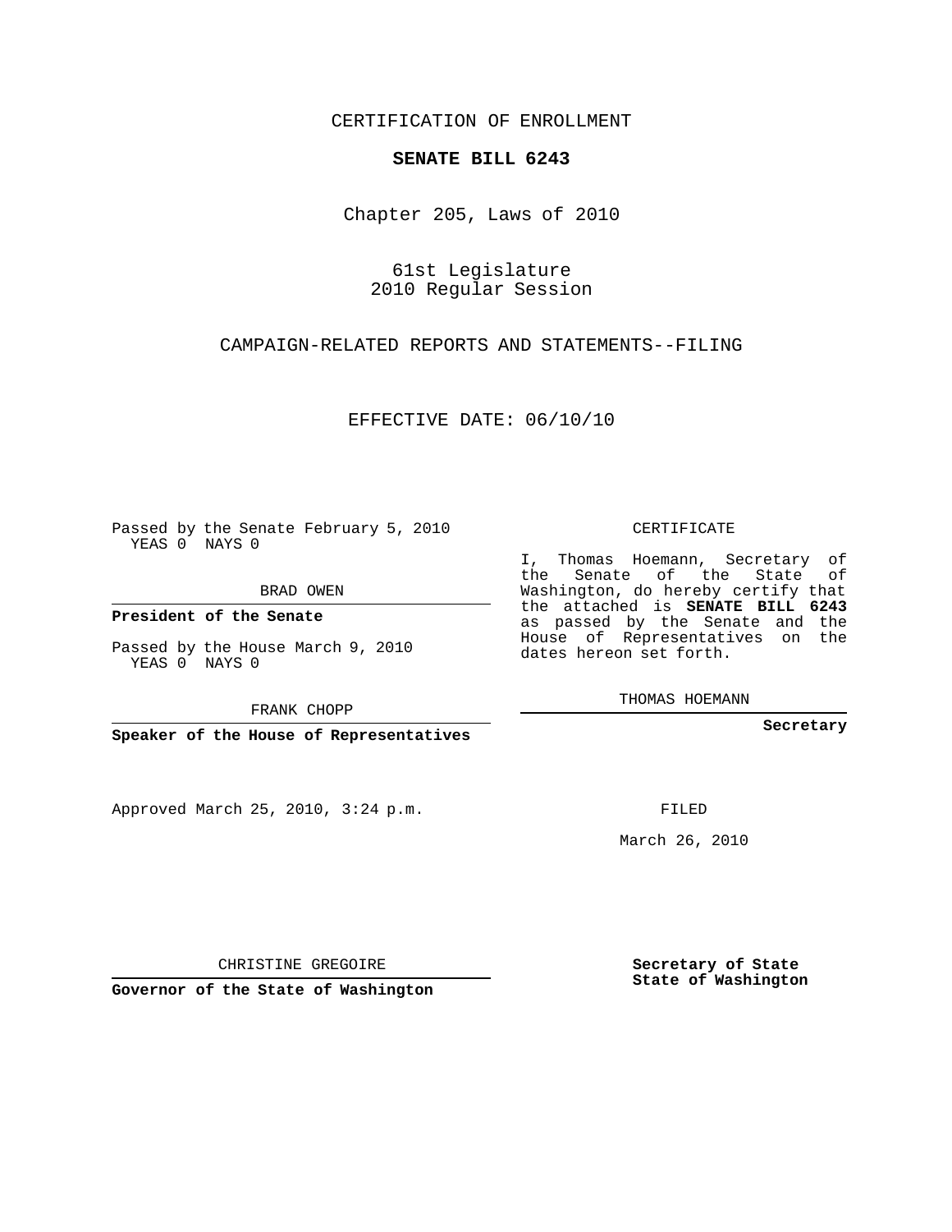CERTIFICATION OF ENROLLMENT

**SENATE BILL 6243**

Chapter 205, Laws of 2010

61st Legislature
2010 Regular Session

CAMPAIGN-RELATED REPORTS AND STATEMENTS--FILING

EFFECTIVE DATE: 06/10/10

Passed by the Senate February 5, 2010
YEAS 0 NAYS 0

BRAD OWEN

**President of the Senate**

Passed by the House March 9, 2010
YEAS 0 NAYS 0

FRANK CHOPP

**Speaker of the House of Representatives**

CERTIFICATE

I, Thomas Hoemann, Secretary of the Senate of the State of Washington, do hereby certify that the attached is **SENATE BILL 6243** as passed by the Senate and the House of Representatives on the dates hereon set forth.

THOMAS HOEMANN

**Secretary**

Approved March 25, 2010, 3:24 p.m.

FILED

March 26, 2010

CHRISTINE GREGOIRE

**Governor of the State of Washington**

**Secretary of State**
**State of Washington**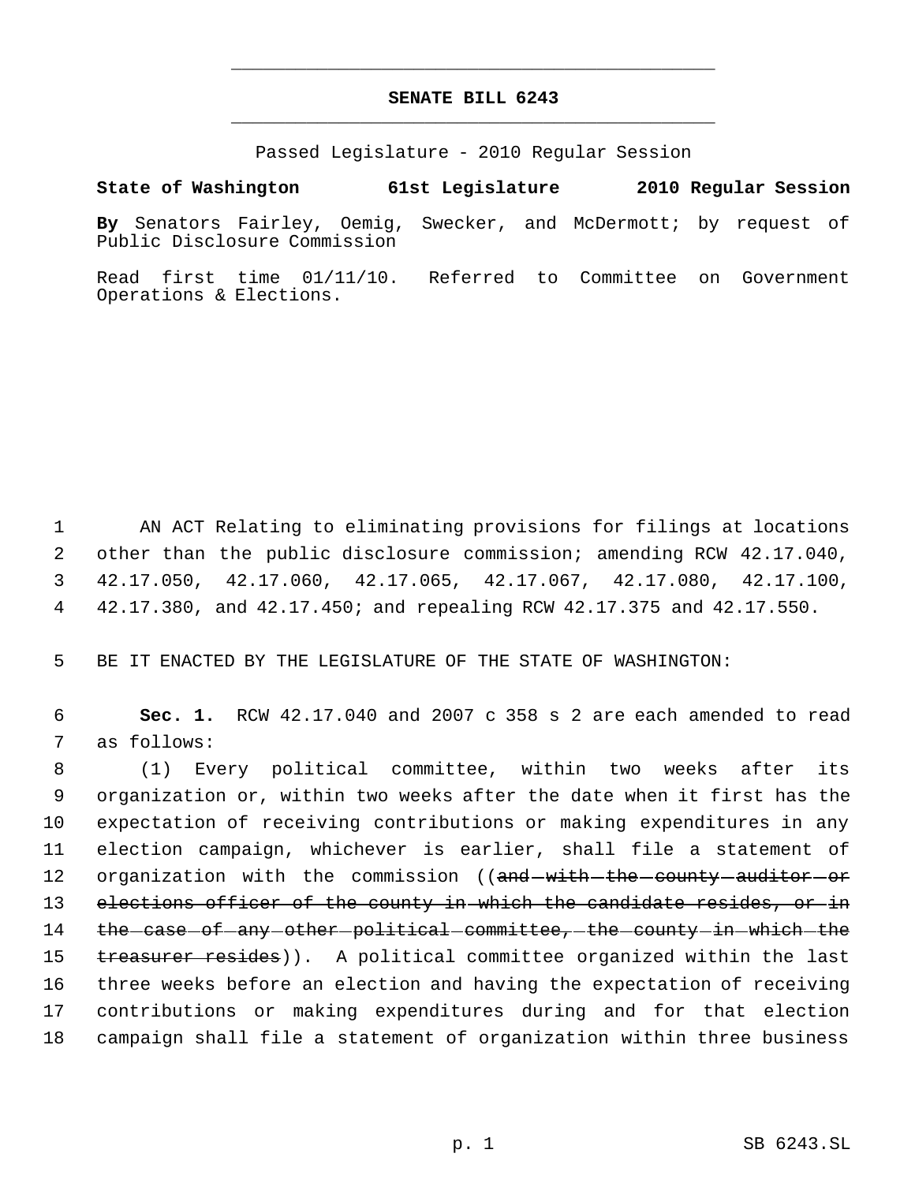# SENATE BILL 6243

Passed Legislature - 2010 Regular Session

**State of Washington 61st Legislature 2010 Regular Session**

**By** Senators Fairley, Oemig, Swecker, and McDermott; by request of Public Disclosure Commission

Read first time 01/11/10. Referred to Committee on Government Operations & Elections.

AN ACT Relating to eliminating provisions for filings at locations other than the public disclosure commission; amending RCW 42.17.040, 42.17.050, 42.17.060, 42.17.065, 42.17.067, 42.17.080, 42.17.100, 42.17.380, and 42.17.450; and repealing RCW 42.17.375 and 42.17.550.

BE IT ENACTED BY THE LEGISLATURE OF THE STATE OF WASHINGTON:

**Sec. 1.** RCW 42.17.040 and 2007 c 358 s 2 are each amended to read as follows:

(1) Every political committee, within two weeks after its organization or, within two weeks after the date when it first has the expectation of receiving contributions or making expenditures in any election campaign, whichever is earlier, shall file a statement of organization with the commission ((~~and with the county auditor or elections officer of the county in which the candidate resides, or in the case of any other political committee, the county in which the treasurer resides~~)). A political committee organized within the last three weeks before an election and having the expectation of receiving contributions or making expenditures during and for that election campaign shall file a statement of organization within three business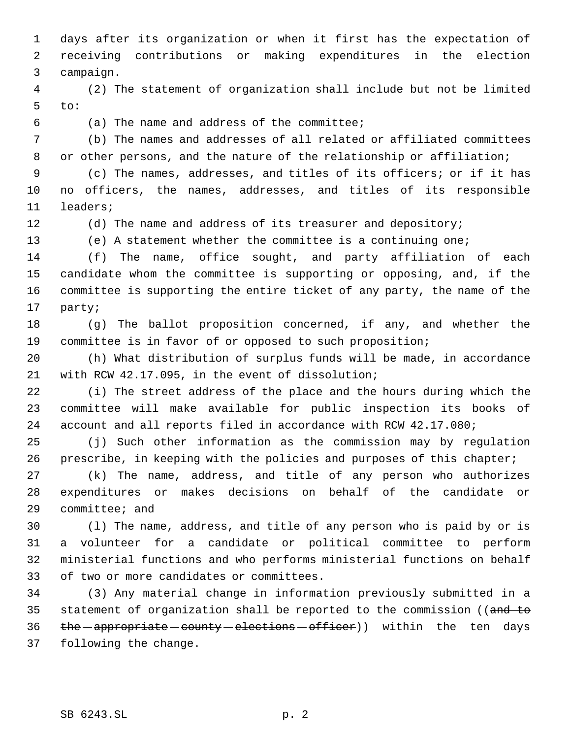days after its organization or when it first has the expectation of receiving contributions or making expenditures in the election campaign.

(2) The statement of organization shall include but not be limited to:

(a) The name and address of the committee;

(b) The names and addresses of all related or affiliated committees or other persons, and the nature of the relationship or affiliation;

(c) The names, addresses, and titles of its officers; or if it has no officers, the names, addresses, and titles of its responsible leaders;

(d) The name and address of its treasurer and depository;

(e) A statement whether the committee is a continuing one;

(f) The name, office sought, and party affiliation of each candidate whom the committee is supporting or opposing, and, if the committee is supporting the entire ticket of any party, the name of the party;

(g) The ballot proposition concerned, if any, and whether the committee is in favor of or opposed to such proposition;

(h) What distribution of surplus funds will be made, in accordance with RCW 42.17.095, in the event of dissolution;

(i) The street address of the place and the hours during which the committee will make available for public inspection its books of account and all reports filed in accordance with RCW 42.17.080;

(j) Such other information as the commission may by regulation prescribe, in keeping with the policies and purposes of this chapter;

(k) The name, address, and title of any person who authorizes expenditures or makes decisions on behalf of the candidate or committee; and

(l) The name, address, and title of any person who is paid by or is a volunteer for a candidate or political committee to perform ministerial functions and who performs ministerial functions on behalf of two or more candidates or committees.

(3) Any material change in information previously submitted in a statement of organization shall be reported to the commission ((~~and to the appropriate county elections officer~~)) within the ten days following the change.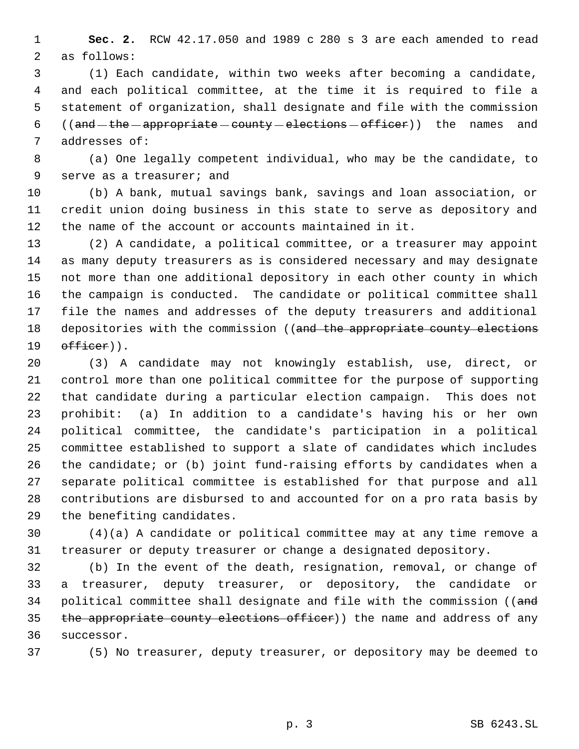**Sec. 2.** RCW 42.17.050 and 1989 c 280 s 3 are each amended to read as follows:

(1) Each candidate, within two weeks after becoming a candidate, and each political committee, at the time it is required to file a statement of organization, shall designate and file with the commission ((~~and the appropriate county elections officer~~)) the names and addresses of:

(a) One legally competent individual, who may be the candidate, to serve as a treasurer; and

(b) A bank, mutual savings bank, savings and loan association, or credit union doing business in this state to serve as depository and the name of the account or accounts maintained in it.

(2) A candidate, a political committee, or a treasurer may appoint as many deputy treasurers as is considered necessary and may designate not more than one additional depository in each other county in which the campaign is conducted. The candidate or political committee shall file the names and addresses of the deputy treasurers and additional depositories with the commission ((~~and the appropriate county elections officer~~)).

(3) A candidate may not knowingly establish, use, direct, or control more than one political committee for the purpose of supporting that candidate during a particular election campaign. This does not prohibit: (a) In addition to a candidate's having his or her own political committee, the candidate's participation in a political committee established to support a slate of candidates which includes the candidate; or (b) joint fund-raising efforts by candidates when a separate political committee is established for that purpose and all contributions are disbursed to and accounted for on a pro rata basis by the benefiting candidates.

(4)(a) A candidate or political committee may at any time remove a treasurer or deputy treasurer or change a designated depository.

(b) In the event of the death, resignation, removal, or change of a treasurer, deputy treasurer, or depository, the candidate or political committee shall designate and file with the commission ((~~and the appropriate county elections officer~~)) the name and address of any successor.

(5) No treasurer, deputy treasurer, or depository may be deemed to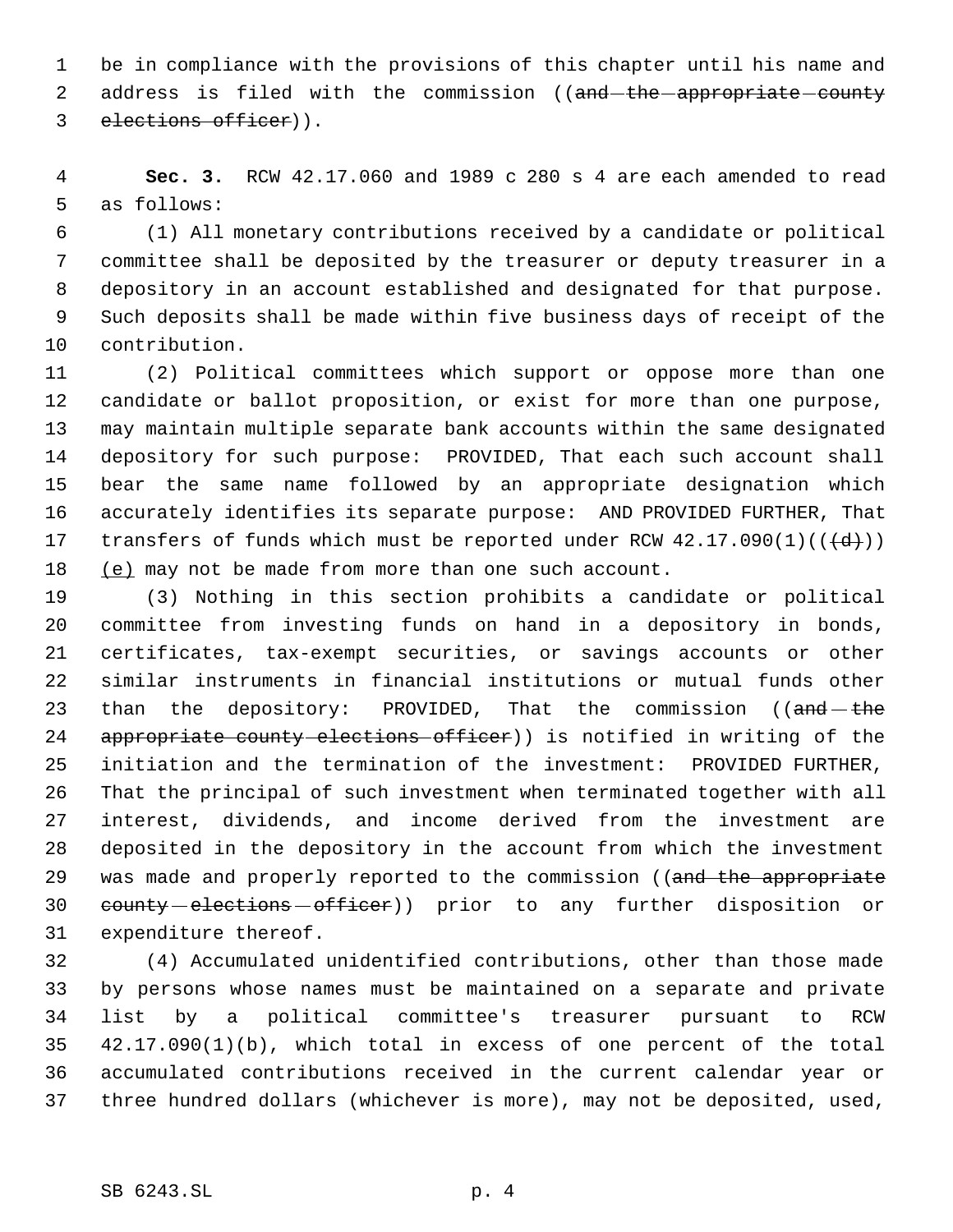be in compliance with the provisions of this chapter until his name and address is filed with the commission ((~~and the appropriate county elections officer~~)).

**Sec. 3.** RCW 42.17.060 and 1989 c 280 s 4 are each amended to read as follows:

(1) All monetary contributions received by a candidate or political committee shall be deposited by the treasurer or deputy treasurer in a depository in an account established and designated for that purpose. Such deposits shall be made within five business days of receipt of the contribution.

(2) Political committees which support or oppose more than one candidate or ballot proposition, or exist for more than one purpose, may maintain multiple separate bank accounts within the same designated depository for such purpose: PROVIDED, That each such account shall bear the same name followed by an appropriate designation which accurately identifies its separate purpose: AND PROVIDED FURTHER, That transfers of funds which must be reported under RCW 42.17.090(1)((~~(d)~~)) <u>(e)</u> may not be made from more than one such account.

(3) Nothing in this section prohibits a candidate or political committee from investing funds on hand in a depository in bonds, certificates, tax-exempt securities, or savings accounts or other similar instruments in financial institutions or mutual funds other than the depository: PROVIDED, That the commission ((~~and the appropriate county elections officer~~)) is notified in writing of the initiation and the termination of the investment: PROVIDED FURTHER, That the principal of such investment when terminated together with all interest, dividends, and income derived from the investment are deposited in the depository in the account from which the investment was made and properly reported to the commission ((~~and the appropriate county elections officer~~)) prior to any further disposition or expenditure thereof.

(4) Accumulated unidentified contributions, other than those made by persons whose names must be maintained on a separate and private list by a political committee's treasurer pursuant to RCW 42.17.090(1)(b), which total in excess of one percent of the total accumulated contributions received in the current calendar year or three hundred dollars (whichever is more), may not be deposited, used,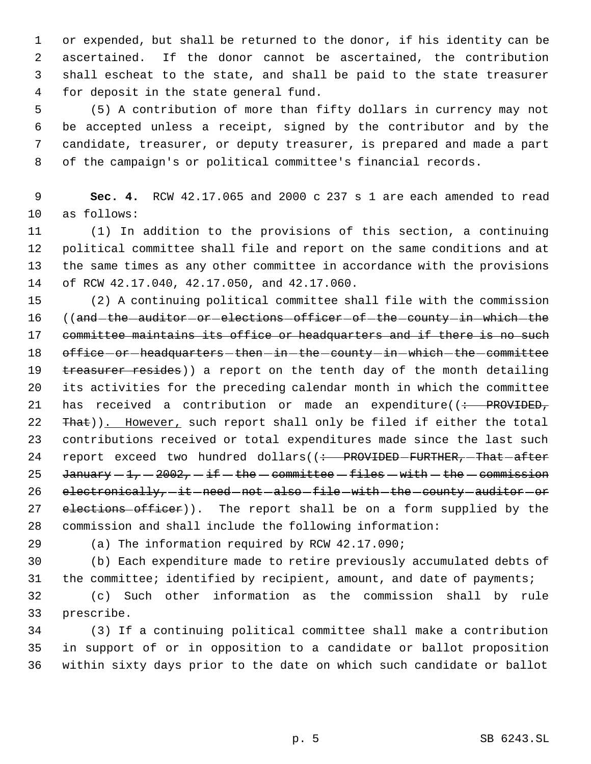or expended, but shall be returned to the donor, if his identity can be ascertained. If the donor cannot be ascertained, the contribution shall escheat to the state, and shall be paid to the state treasurer for deposit in the state general fund.

(5) A contribution of more than fifty dollars in currency may not be accepted unless a receipt, signed by the contributor and by the candidate, treasurer, or deputy treasurer, is prepared and made a part of the campaign's or political committee's financial records.

**Sec. 4.** RCW 42.17.065 and 2000 c 237 s 1 are each amended to read as follows:

(1) In addition to the provisions of this section, a continuing political committee shall file and report on the same conditions and at the same times as any other committee in accordance with the provisions of RCW 42.17.040, 42.17.050, and 42.17.060.

(2) A continuing political committee shall file with the commission ((~~and the auditor or elections officer of the county in which the committee maintains its office or headquarters and if there is no such office or headquarters then in the county in which the committee treasurer resides~~)) a report on the tenth day of the month detailing its activities for the preceding calendar month in which the committee has received a contribution or made an expenditure((~~: PROVIDED, That~~)). However, such report shall only be filed if either the total contributions received or total expenditures made since the last such report exceed two hundred dollars((~~: PROVIDED FURTHER, That after January 1, 2002, if the committee files with the commission electronically, it need not also file with the county auditor or elections officer~~)). The report shall be on a form supplied by the commission and shall include the following information:

(a) The information required by RCW 42.17.090;

(b) Each expenditure made to retire previously accumulated debts of the committee; identified by recipient, amount, and date of payments;

(c) Such other information as the commission shall by rule prescribe.

(3) If a continuing political committee shall make a contribution in support of or in opposition to a candidate or ballot proposition within sixty days prior to the date on which such candidate or ballot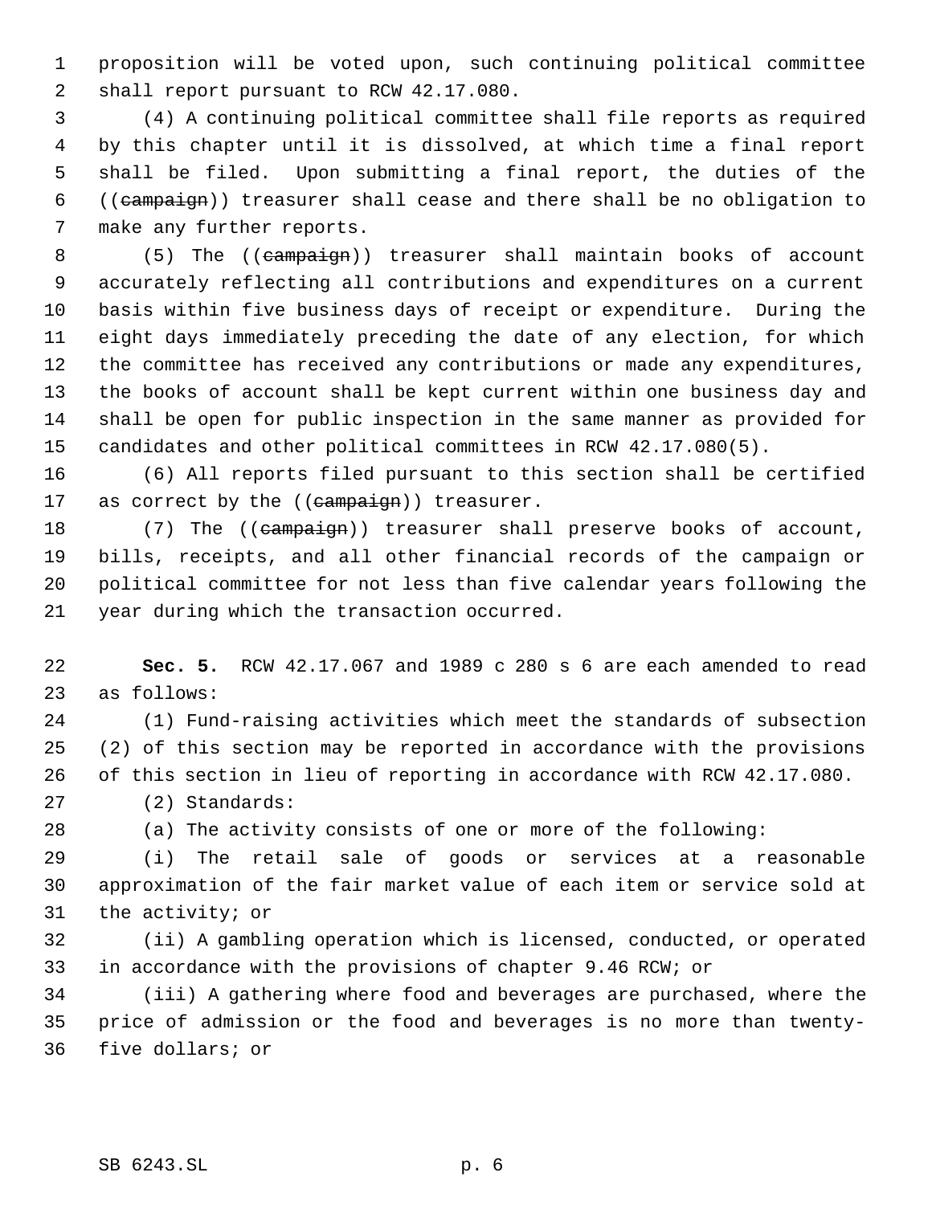proposition will be voted upon, such continuing political committee shall report pursuant to RCW 42.17.080.

(4) A continuing political committee shall file reports as required by this chapter until it is dissolved, at which time a final report shall be filed. Upon submitting a final report, the duties of the ((~~campaign~~)) treasurer shall cease and there shall be no obligation to make any further reports.

(5) The ((~~campaign~~)) treasurer shall maintain books of account accurately reflecting all contributions and expenditures on a current basis within five business days of receipt or expenditure. During the eight days immediately preceding the date of any election, for which the committee has received any contributions or made any expenditures, the books of account shall be kept current within one business day and shall be open for public inspection in the same manner as provided for candidates and other political committees in RCW 42.17.080(5).

(6) All reports filed pursuant to this section shall be certified as correct by the ((~~campaign~~)) treasurer.

(7) The ((~~campaign~~)) treasurer shall preserve books of account, bills, receipts, and all other financial records of the campaign or political committee for not less than five calendar years following the year during which the transaction occurred.

**Sec. 5.** RCW 42.17.067 and 1989 c 280 s 6 are each amended to read as follows:

(1) Fund-raising activities which meet the standards of subsection (2) of this section may be reported in accordance with the provisions of this section in lieu of reporting in accordance with RCW 42.17.080.

(2) Standards:

(a) The activity consists of one or more of the following:

(i) The retail sale of goods or services at a reasonable approximation of the fair market value of each item or service sold at the activity; or

(ii) A gambling operation which is licensed, conducted, or operated in accordance with the provisions of chapter 9.46 RCW; or

(iii) A gathering where food and beverages are purchased, where the price of admission or the food and beverages is no more than twenty-five dollars; or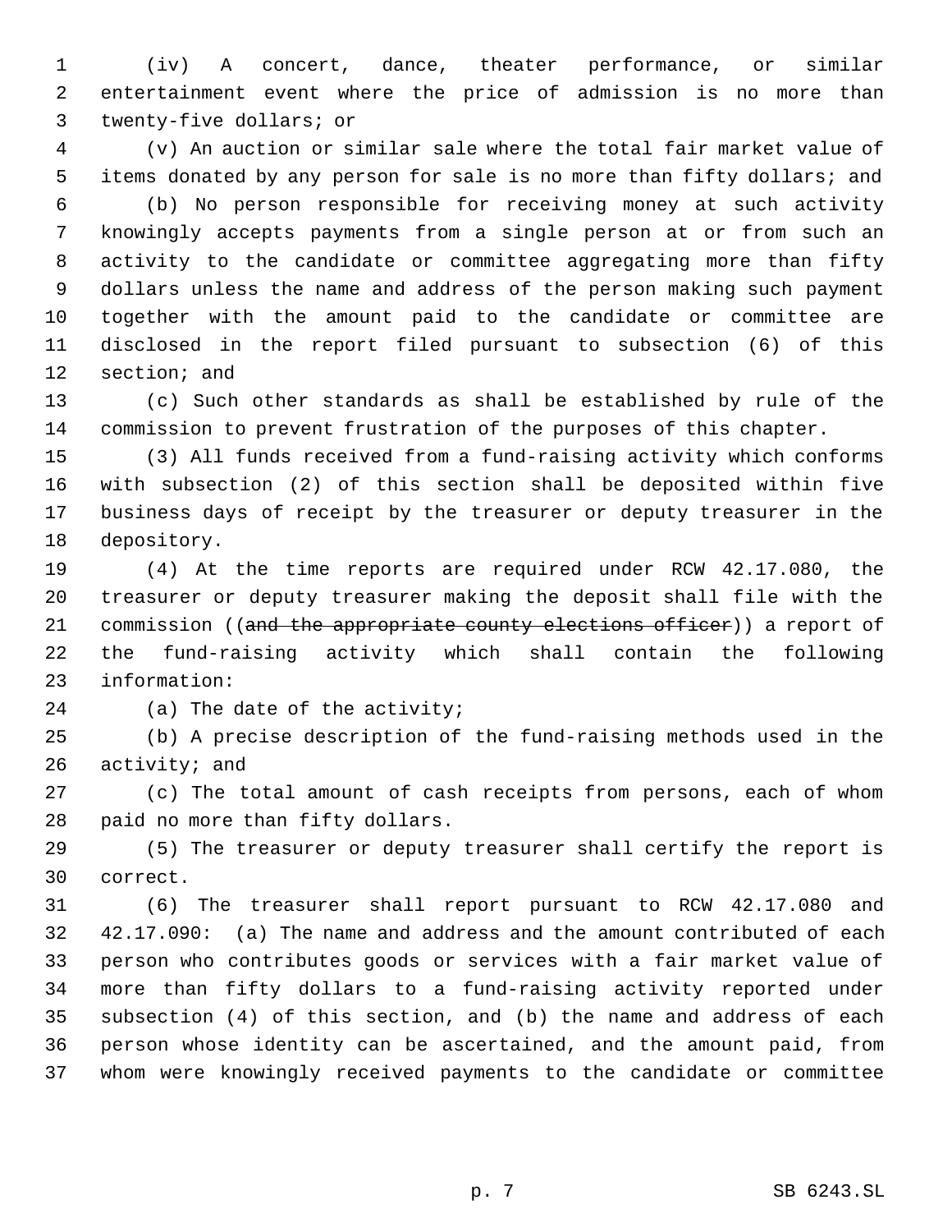(iv) A concert, dance, theater performance, or similar entertainment event where the price of admission is no more than twenty-five dollars; or

(v) An auction or similar sale where the total fair market value of items donated by any person for sale is no more than fifty dollars; and

(b) No person responsible for receiving money at such activity knowingly accepts payments from a single person at or from such an activity to the candidate or committee aggregating more than fifty dollars unless the name and address of the person making such payment together with the amount paid to the candidate or committee are disclosed in the report filed pursuant to subsection (6) of this section; and

(c) Such other standards as shall be established by rule of the commission to prevent frustration of the purposes of this chapter.

(3) All funds received from a fund-raising activity which conforms with subsection (2) of this section shall be deposited within five business days of receipt by the treasurer or deputy treasurer in the depository.

(4) At the time reports are required under RCW 42.17.080, the treasurer or deputy treasurer making the deposit shall file with the commission ((~~and the appropriate county elections officer~~)) a report of the fund-raising activity which shall contain the following information:

(a) The date of the activity;

(b) A precise description of the fund-raising methods used in the activity; and

(c) The total amount of cash receipts from persons, each of whom paid no more than fifty dollars.

(5) The treasurer or deputy treasurer shall certify the report is correct.

(6) The treasurer shall report pursuant to RCW 42.17.080 and 42.17.090: (a) The name and address and the amount contributed of each person who contributes goods or services with a fair market value of more than fifty dollars to a fund-raising activity reported under subsection (4) of this section, and (b) the name and address of each person whose identity can be ascertained, and the amount paid, from whom were knowingly received payments to the candidate or committee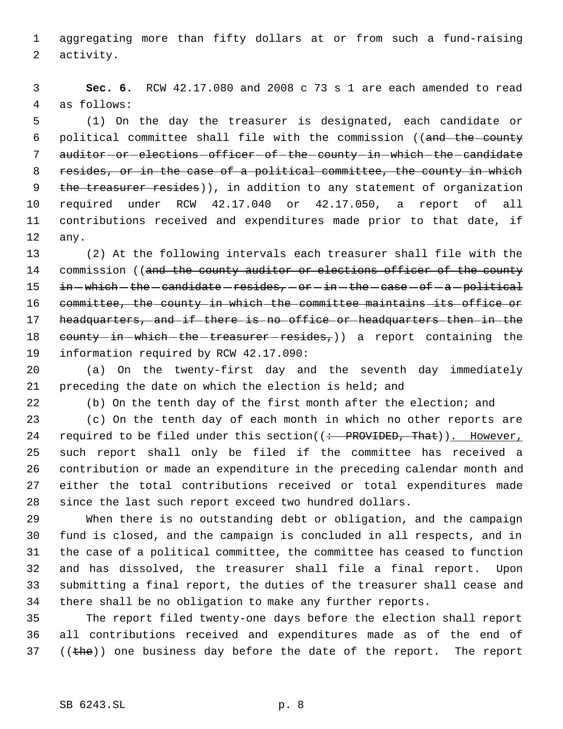aggregating more than fifty dollars at or from such a fund-raising activity.

**Sec. 6.** RCW 42.17.080 and 2008 c 73 s 1 are each amended to read as follows:

(1) On the day the treasurer is designated, each candidate or political committee shall file with the commission ((~~and the county auditor or elections officer of the county in which the candidate resides, or in the case of a political committee, the county in which the treasurer resides~~)), in addition to any statement of organization required under RCW 42.17.040 or 42.17.050, a report of all contributions received and expenditures made prior to that date, if any.

(2) At the following intervals each treasurer shall file with the commission ((~~and the county auditor or elections officer of the county in which the candidate resides, or in the case of a political committee, the county in which the committee maintains its office or headquarters, and if there is no office or headquarters then in the county in which the treasurer resides,~~)) a report containing the information required by RCW 42.17.090:

(a) On the twenty-first day and the seventh day immediately preceding the date on which the election is held; and

(b) On the tenth day of the first month after the election; and

(c) On the tenth day of each month in which no other reports are required to be filed under this section((~~: PROVIDED, That~~)). However, such report shall only be filed if the committee has received a contribution or made an expenditure in the preceding calendar month and either the total contributions received or total expenditures made since the last such report exceed two hundred dollars.

When there is no outstanding debt or obligation, and the campaign fund is closed, and the campaign is concluded in all respects, and in the case of a political committee, the committee has ceased to function and has dissolved, the treasurer shall file a final report. Upon submitting a final report, the duties of the treasurer shall cease and there shall be no obligation to make any further reports.

The report filed twenty-one days before the election shall report all contributions received and expenditures made as of the end of ((~~the~~)) one business day before the date of the report. The report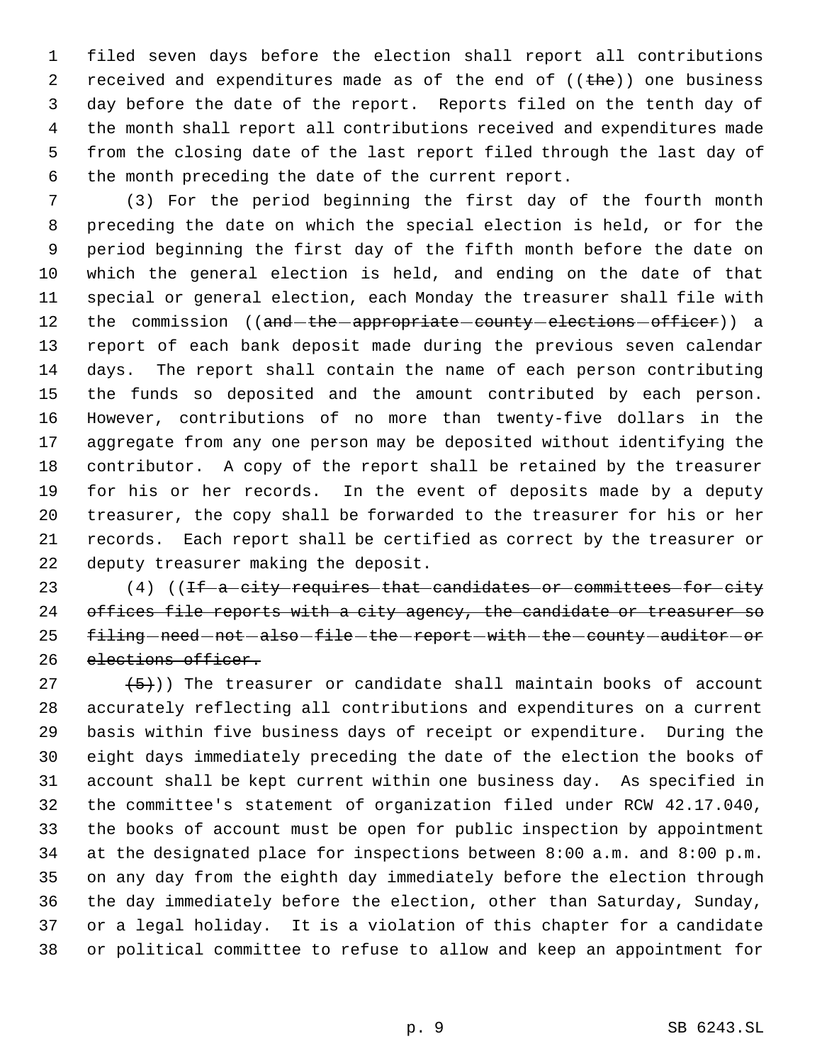filed seven days before the election shall report all contributions received and expenditures made as of the end of ((~~the~~)) one business day before the date of the report. Reports filed on the tenth day of the month shall report all contributions received and expenditures made from the closing date of the last report filed through the last day of the month preceding the date of the current report.

(3) For the period beginning the first day of the fourth month preceding the date on which the special election is held, or for the period beginning the first day of the fifth month before the date on which the general election is held, and ending on the date of that special or general election, each Monday the treasurer shall file with the commission ((~~and the appropriate county elections officer~~)) a report of each bank deposit made during the previous seven calendar days. The report shall contain the name of each person contributing the funds so deposited and the amount contributed by each person. However, contributions of no more than twenty-five dollars in the aggregate from any one person may be deposited without identifying the contributor. A copy of the report shall be retained by the treasurer for his or her records. In the event of deposits made by a deputy treasurer, the copy shall be forwarded to the treasurer for his or her records. Each report shall be certified as correct by the treasurer or deputy treasurer making the deposit.

(4) ((~~If a city requires that candidates or committees for city offices file reports with a city agency, the candidate or treasurer so filing need not also file the report with the county auditor or elections officer.~~

~~(5)~~)) The treasurer or candidate shall maintain books of account accurately reflecting all contributions and expenditures on a current basis within five business days of receipt or expenditure. During the eight days immediately preceding the date of the election the books of account shall be kept current within one business day. As specified in the committee's statement of organization filed under RCW 42.17.040, the books of account must be open for public inspection by appointment at the designated place for inspections between 8:00 a.m. and 8:00 p.m. on any day from the eighth day immediately before the election through the day immediately before the election, other than Saturday, Sunday, or a legal holiday. It is a violation of this chapter for a candidate or political committee to refuse to allow and keep an appointment for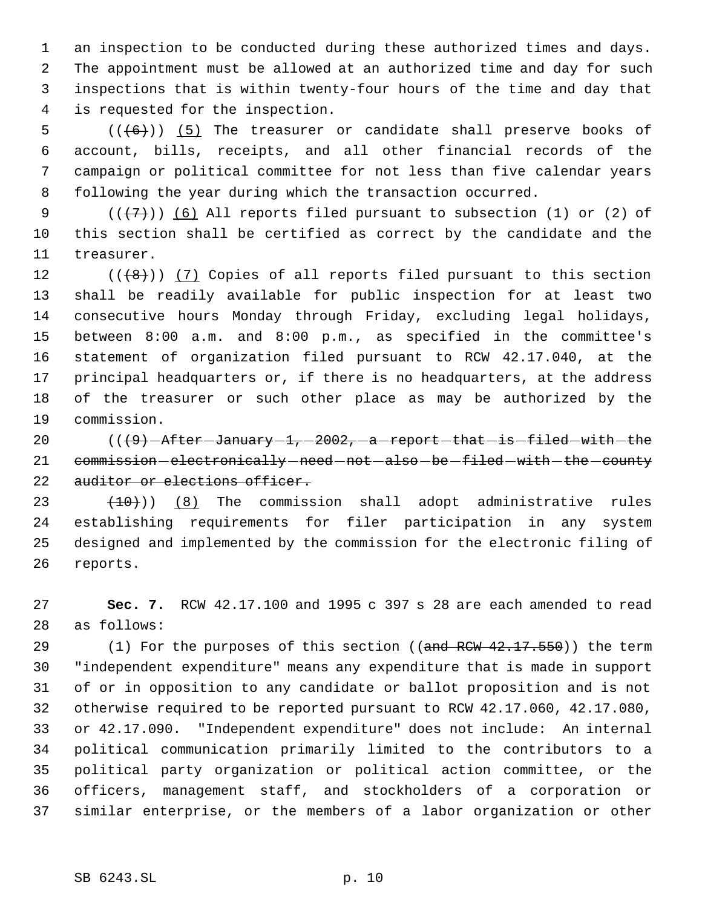an inspection to be conducted during these authorized times and days. The appointment must be allowed at an authorized time and day for such inspections that is within twenty-four hours of the time and day that is requested for the inspection.

((~~(6)~~)) <u>(5)</u> The treasurer or candidate shall preserve books of account, bills, receipts, and all other financial records of the campaign or political committee for not less than five calendar years following the year during which the transaction occurred.

((~~(7)~~)) <u>(6)</u> All reports filed pursuant to subsection (1) or (2) of this section shall be certified as correct by the candidate and the treasurer.

((~~(8)~~)) <u>(7)</u> Copies of all reports filed pursuant to this section shall be readily available for public inspection for at least two consecutive hours Monday through Friday, excluding legal holidays, between 8:00 a.m. and 8:00 p.m., as specified in the committee's statement of organization filed pursuant to RCW 42.17.040, at the principal headquarters or, if there is no headquarters, at the address of the treasurer or such other place as may be authorized by the commission.

((~~(9) After January 1, 2002, a report that is filed with the commission electronically need not also be filed with the county auditor or elections officer.~~

~~(10)~~)) <u>(8)</u> The commission shall adopt administrative rules establishing requirements for filer participation in any system designed and implemented by the commission for the electronic filing of reports.

**Sec. 7.** RCW 42.17.100 and 1995 c 397 s 28 are each amended to read as follows:

(1) For the purposes of this section ((~~and RCW 42.17.550~~)) the term "independent expenditure" means any expenditure that is made in support of or in opposition to any candidate or ballot proposition and is not otherwise required to be reported pursuant to RCW 42.17.060, 42.17.080, or 42.17.090. "Independent expenditure" does not include: An internal political communication primarily limited to the contributors to a political party organization or political action committee, or the officers, management staff, and stockholders of a corporation or similar enterprise, or the members of a labor organization or other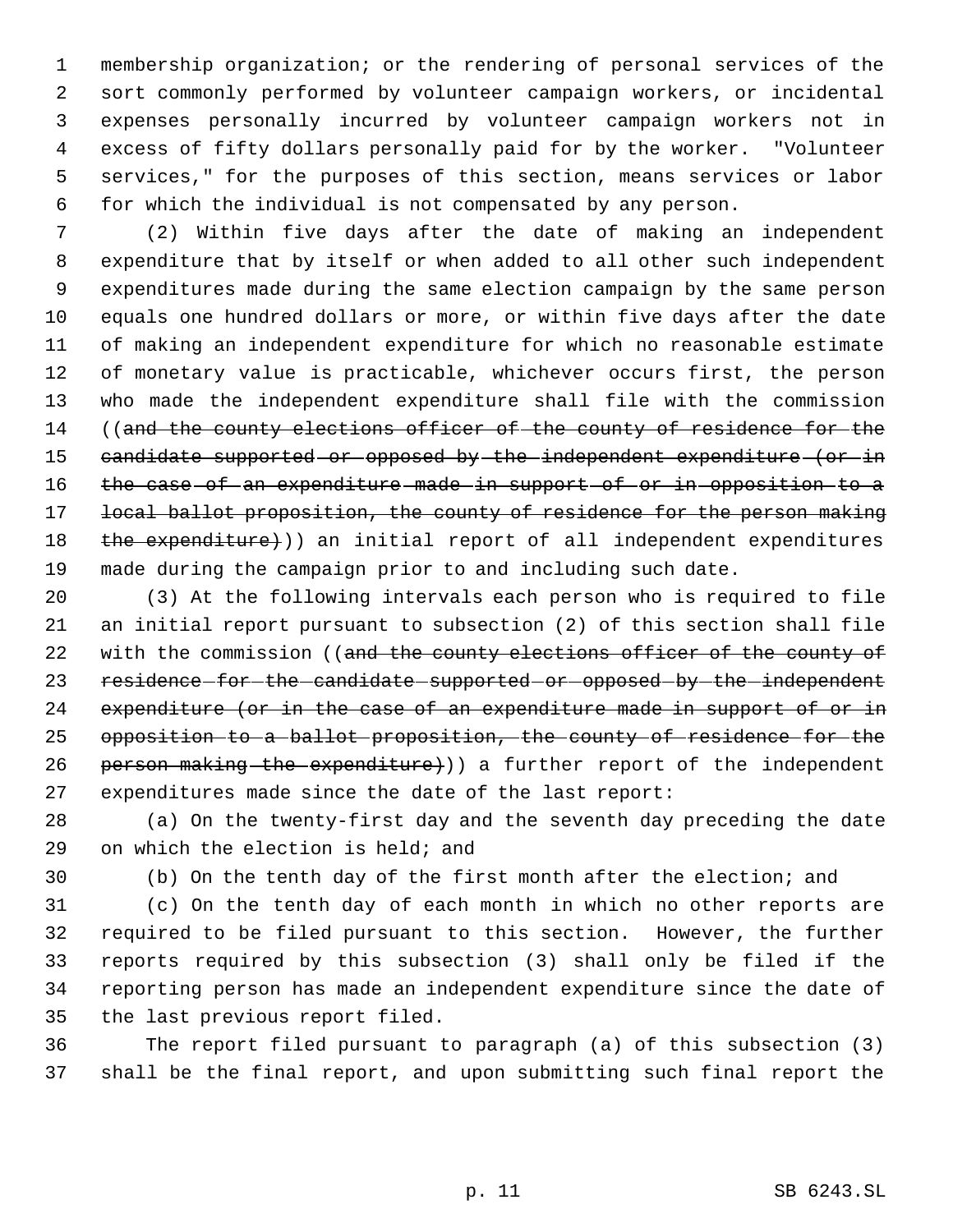membership organization; or the rendering of personal services of the sort commonly performed by volunteer campaign workers, or incidental expenses personally incurred by volunteer campaign workers not in excess of fifty dollars personally paid for by the worker. "Volunteer services," for the purposes of this section, means services or labor for which the individual is not compensated by any person.

(2) Within five days after the date of making an independent expenditure that by itself or when added to all other such independent expenditures made during the same election campaign by the same person equals one hundred dollars or more, or within five days after the date of making an independent expenditure for which no reasonable estimate of monetary value is practicable, whichever occurs first, the person who made the independent expenditure shall file with the commission ((~~and the county elections officer of the county of residence for the candidate supported or opposed by the independent expenditure (or in the case of an expenditure made in support of or in opposition to a local ballot proposition, the county of residence for the person making the expenditure)~~)) an initial report of all independent expenditures made during the campaign prior to and including such date.

(3) At the following intervals each person who is required to file an initial report pursuant to subsection (2) of this section shall file with the commission ((~~and the county elections officer of the county of residence for the candidate supported or opposed by the independent expenditure (or in the case of an expenditure made in support of or in opposition to a ballot proposition, the county of residence for the person making the expenditure)~~)) a further report of the independent expenditures made since the date of the last report:

(a) On the twenty-first day and the seventh day preceding the date on which the election is held; and

(b) On the tenth day of the first month after the election; and

(c) On the tenth day of each month in which no other reports are required to be filed pursuant to this section. However, the further reports required by this subsection (3) shall only be filed if the reporting person has made an independent expenditure since the date of the last previous report filed.

The report filed pursuant to paragraph (a) of this subsection (3) shall be the final report, and upon submitting such final report the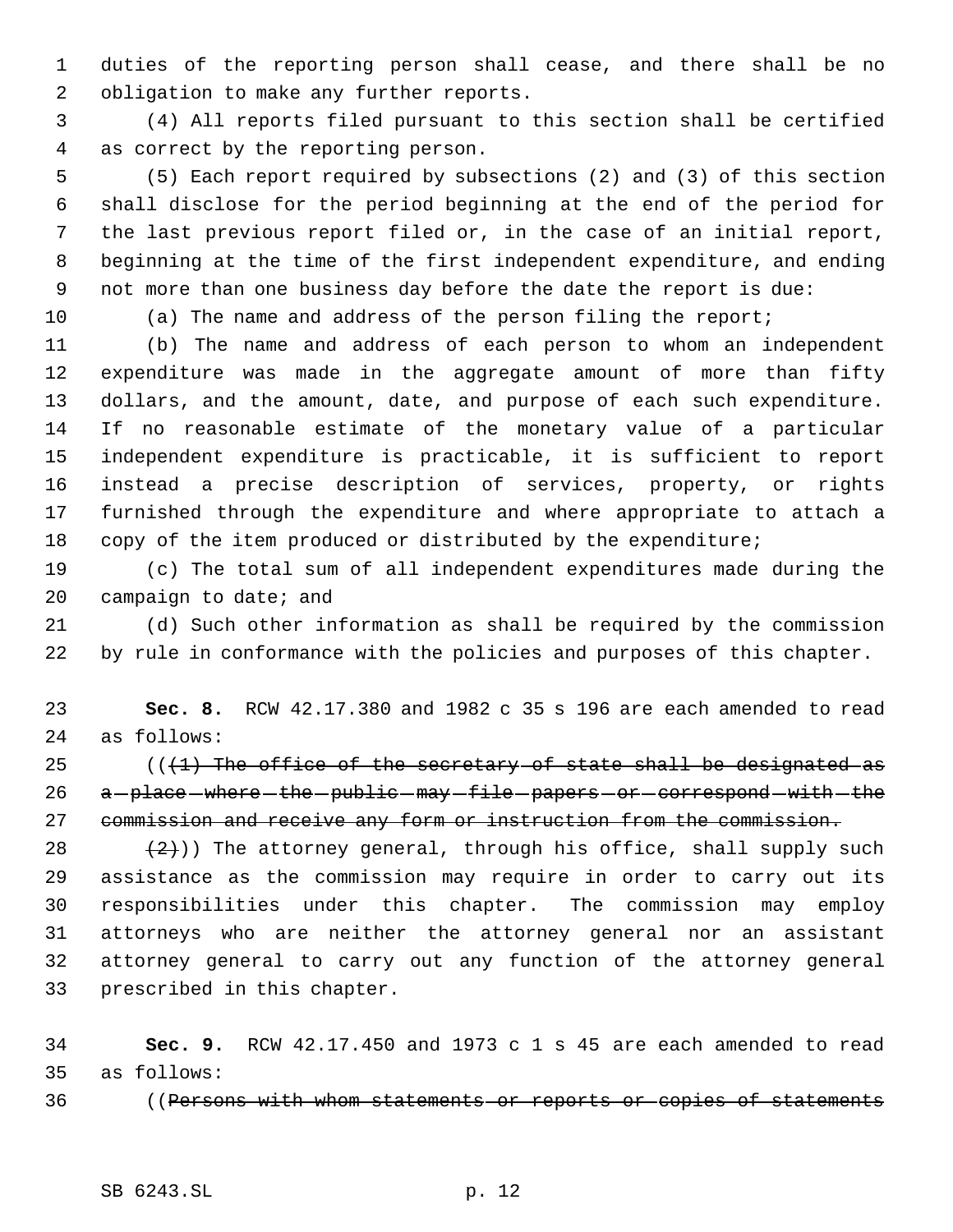duties of the reporting person shall cease, and there shall be no obligation to make any further reports.

(4) All reports filed pursuant to this section shall be certified as correct by the reporting person.

(5) Each report required by subsections (2) and (3) of this section shall disclose for the period beginning at the end of the period for the last previous report filed or, in the case of an initial report, beginning at the time of the first independent expenditure, and ending not more than one business day before the date the report is due:

(a) The name and address of the person filing the report;

(b) The name and address of each person to whom an independent expenditure was made in the aggregate amount of more than fifty dollars, and the amount, date, and purpose of each such expenditure. If no reasonable estimate of the monetary value of a particular independent expenditure is practicable, it is sufficient to report instead a precise description of services, property, or rights furnished through the expenditure and where appropriate to attach a copy of the item produced or distributed by the expenditure;

(c) The total sum of all independent expenditures made during the campaign to date; and

(d) Such other information as shall be required by the commission by rule in conformance with the policies and purposes of this chapter.

**Sec. 8.** RCW 42.17.380 and 1982 c 35 s 196 are each amended to read as follows:

((~~(1) The office of the secretary of state shall be designated as a place where the public may file papers or correspond with the commission and receive any form or instruction from the commission.~~

~~(2)~~)) The attorney general, through his office, shall supply such assistance as the commission may require in order to carry out its responsibilities under this chapter. The commission may employ attorneys who are neither the attorney general nor an assistant attorney general to carry out any function of the attorney general prescribed in this chapter.

**Sec. 9.** RCW 42.17.450 and 1973 c 1 s 45 are each amended to read as follows:

((~~Persons with whom statements or reports or copies of statements~~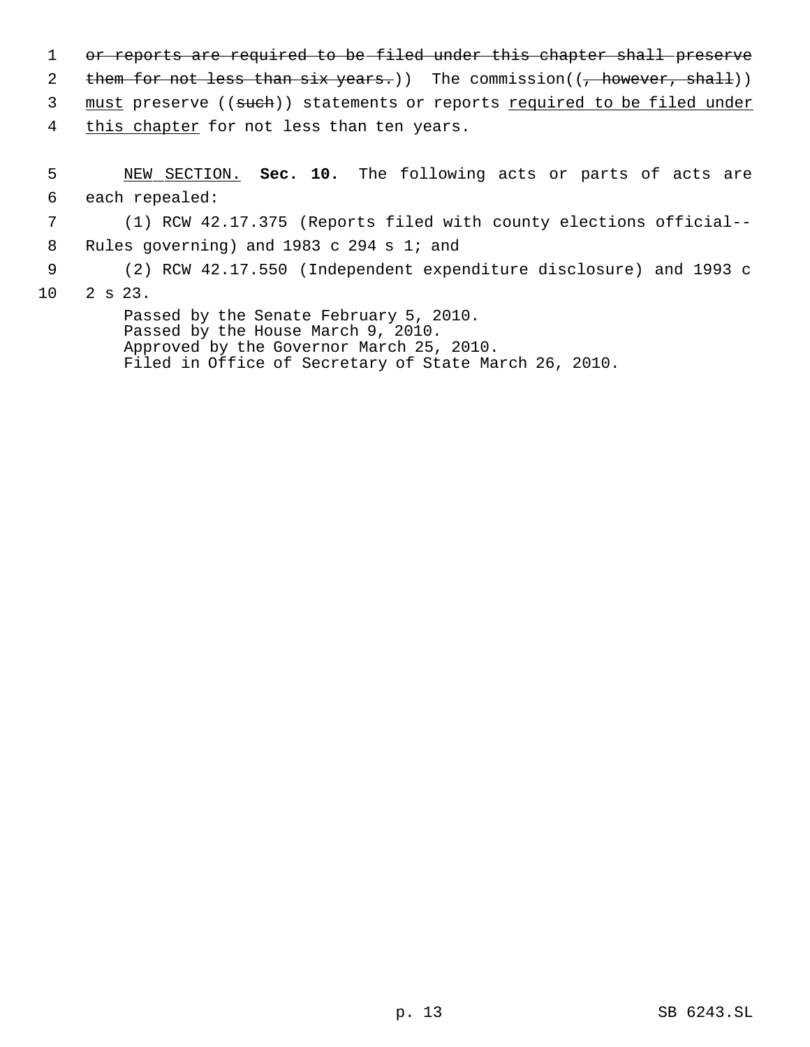~~or reports are required to be filed under this chapter shall preserve them for not less than six years.~~)) The commission((~~, however, shall~~)) <u>must</u> preserve ((~~such~~)) statements or reports <u>required to be filed under this chapter</u> for not less than ten years.

<u>NEW SECTION.</u> **Sec. 10.** The following acts or parts of acts are each repealed:

(1) RCW 42.17.375 (Reports filed with county elections official--Rules governing) and 1983 c 294 s 1; and

(2) RCW 42.17.550 (Independent expenditure disclosure) and 1993 c 2 s 23.

Passed by the Senate February 5, 2010.
Passed by the House March 9, 2010.
Approved by the Governor March 25, 2010.
Filed in Office of Secretary of State March 26, 2010.